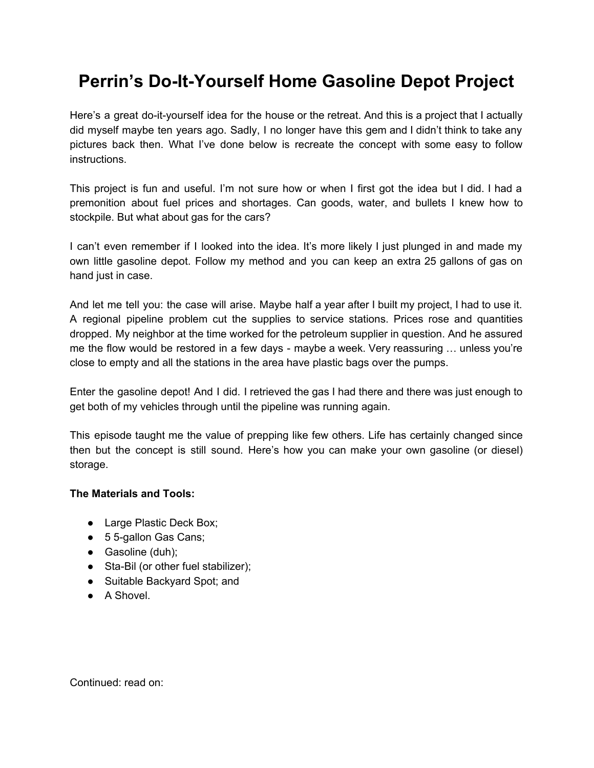# Perrin's Do-It-Yourself Home Gasoline Depot Project

Here's a great do-it-yourself idea for the house or the retreat. And this is a project that I actually did myself maybe ten years ago. Sadly, I no longer have this gem and I didn't think to take any pictures back then. What I've done below is recreate the concept with some easy to follow instructions.

This project is fun and useful. I'm not sure how or when I first got the idea but I did. I had a premonition about fuel prices and shortages. Can goods, water, and bullets I knew how to stockpile. But what about gas for the cars?

I can't even remember if I looked into the idea. It's more likely I just plunged in and made my own little gasoline depot. Follow my method and you can keep an extra 25 gallons of gas on hand just in case.

And let me tell you: the case will arise. Maybe half a year after I built my project, I had to use it. A regional pipeline problem cut the supplies to service stations. Prices rose and quantities dropped. My neighbor at the time worked for the petroleum supplier in question. And he assured me the flow would be restored in a few days - maybe a week. Very reassuring … unless you're close to empty and all the stations in the area have plastic bags over the pumps.

Enter the gasoline depot! And I did. I retrieved the gas I had there and there was just enough to get both of my vehicles through until the pipeline was running again.

This episode taught me the value of prepping like few others. Life has certainly changed since then but the concept is still sound. Here's how you can make your own gasoline (or diesel) storage.

**The Materials and Tools:**

- Large Plastic Deck Box;
- 5 5-gallon Gas Cans;
- Gasoline (duh);
- Sta-Bil (or other fuel stabilizer);
- Suitable Backyard Spot; and
- A Shovel.

Continued: read on: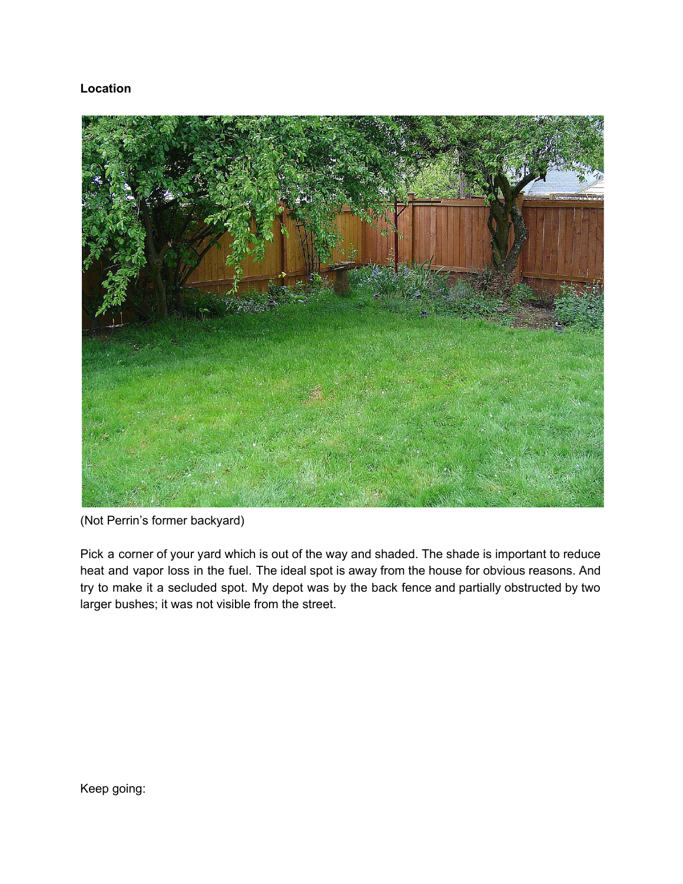**Location**

(Not Perrin's former backyard)

Pick a corner of your yard which is out of the way and shaded. The shade is important to reduce heat and vapor loss in the fuel. The ideal spot is away from the house for obvious reasons. And try to make it a secluded spot. My depot was by the back fence and partially obstructed by two larger bushes; it was not visible from the street.

Keep going: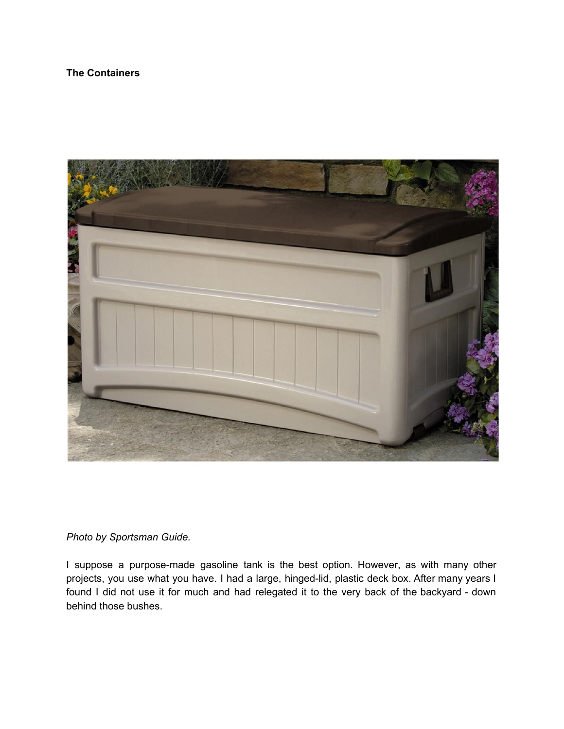**The Containers**

*Photo by Sportsman Guide.*

I suppose a purpose-made gasoline tank is the best option. However, as with many other projects, you use what you have. I had a large, hinged-lid, plastic deck box. After many years I found I did not use it for much and had relegated it to the very back of the backyard - down behind those bushes.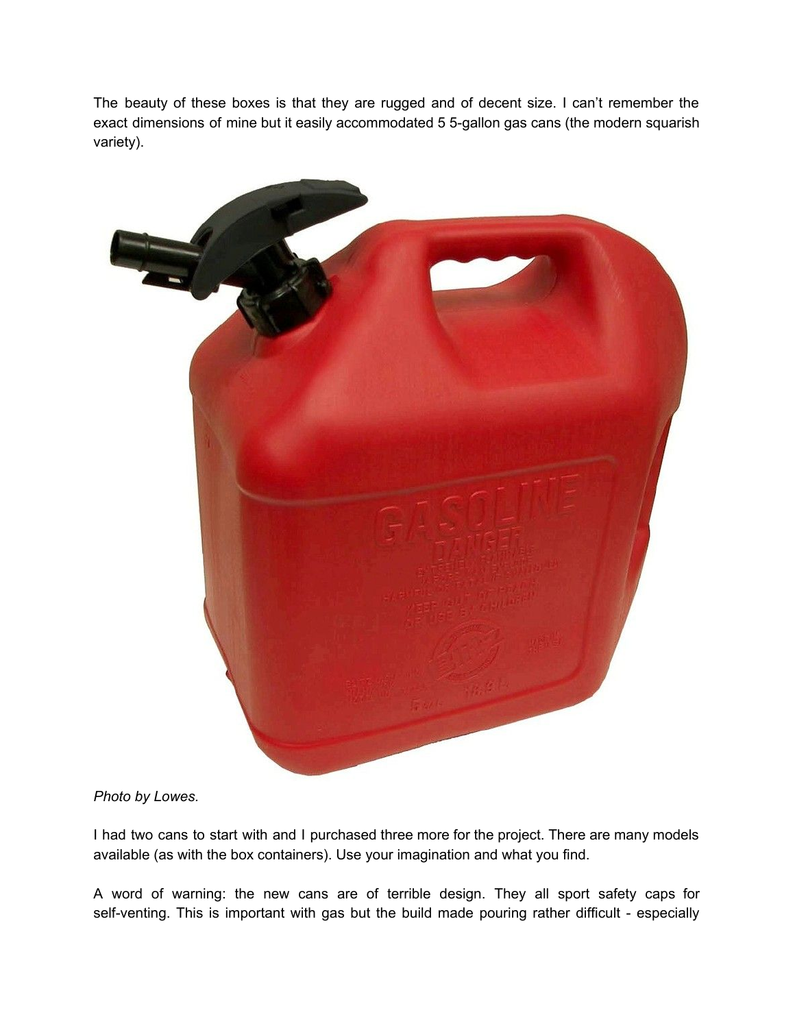The beauty of these boxes is that they are rugged and of decent size. I can't remember the exact dimensions of mine but it easily accommodated 5 5-gallon gas cans (the modern squarish variety).

*Photo by Lowes.*

I had two cans to start with and I purchased three more for the project. There are many models available (as with the box containers). Use your imagination and what you find.

A word of warning: the new cans are of terrible design. They all sport safety caps for self-venting. This is important with gas but the build made pouring rather difficult - especially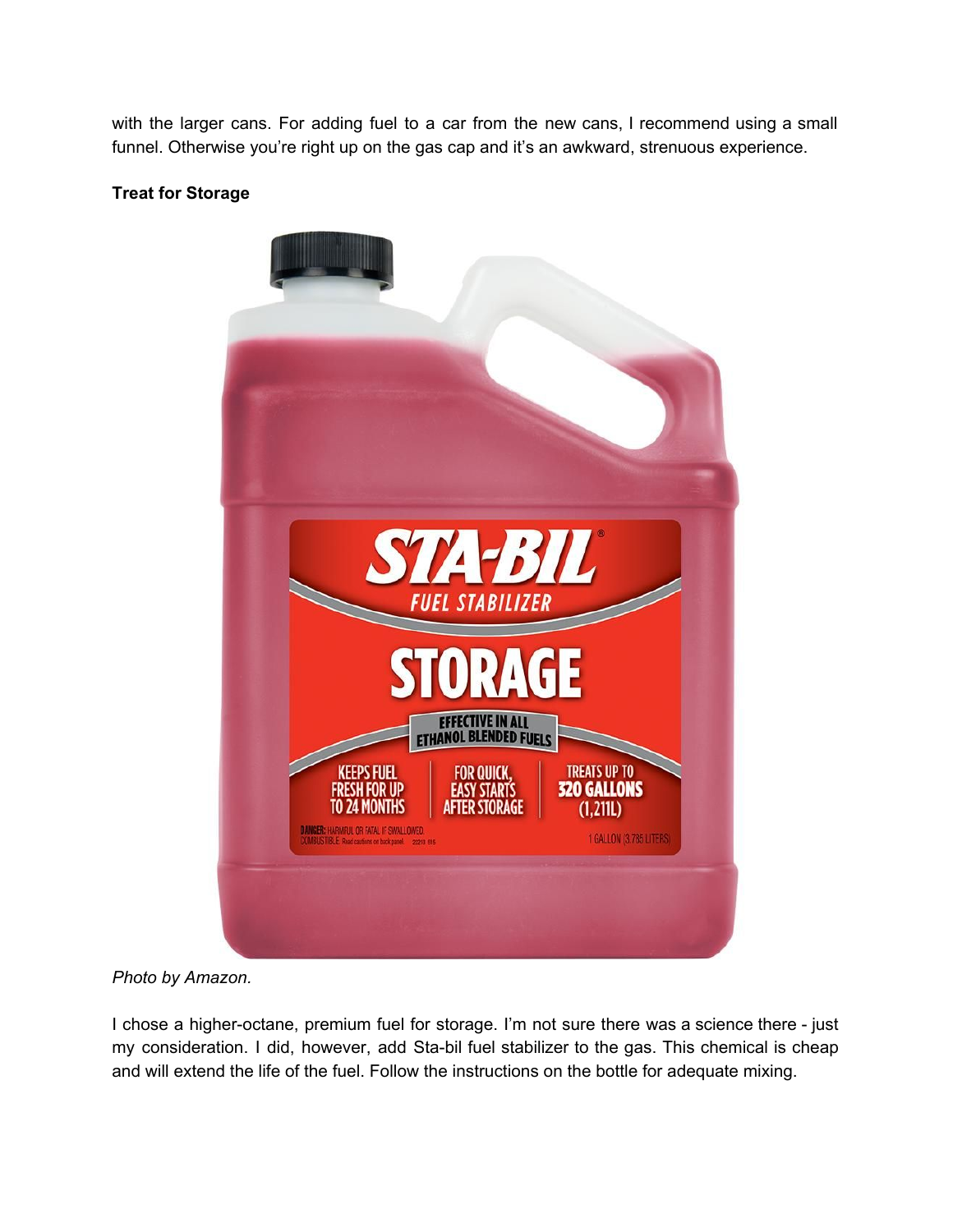with the larger cans. For adding fuel to a car from the new cans, I recommend using a small funnel. Otherwise you're right up on the gas cap and it's an awkward, strenuous experience.

**Treat for Storage**

*Photo by Amazon.*

I chose a higher-octane, premium fuel for storage. I'm not sure there was a science there - just my consideration. I did, however, add Sta-bil fuel stabilizer to the gas. This chemical is cheap and will extend the life of the fuel. Follow the instructions on the bottle for adequate mixing.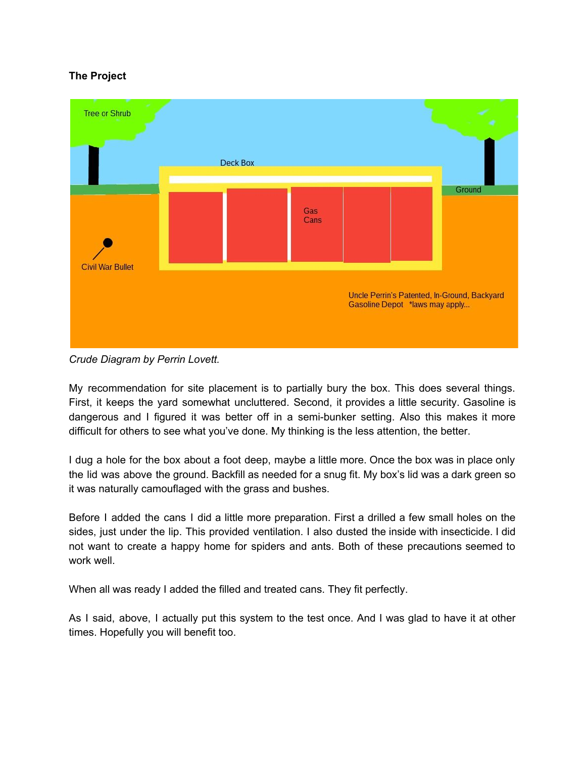**The Project**

*Crude Diagram by Perrin Lovett.*

My recommendation for site placement is to partially bury the box. This does several things. First, it keeps the yard somewhat uncluttered. Second, it provides a little security. Gasoline is dangerous and I figured it was better off in a semi-bunker setting. Also this makes it more difficult for others to see what you've done. My thinking is the less attention, the better.

I dug a hole for the box about a foot deep, maybe a little more. Once the box was in place only the lid was above the ground. Backfill as needed for a snug fit. My box's lid was a dark green so it was naturally camouflaged with the grass and bushes.

Before I added the cans I did a little more preparation. First a drilled a few small holes on the sides, just under the lip. This provided ventilation. I also dusted the inside with insecticide. I did not want to create a happy home for spiders and ants. Both of these precautions seemed to work well.

When all was ready I added the filled and treated cans. They fit perfectly.

As I said, above, I actually put this system to the test once. And I was glad to have it at other times. Hopefully you will benefit too.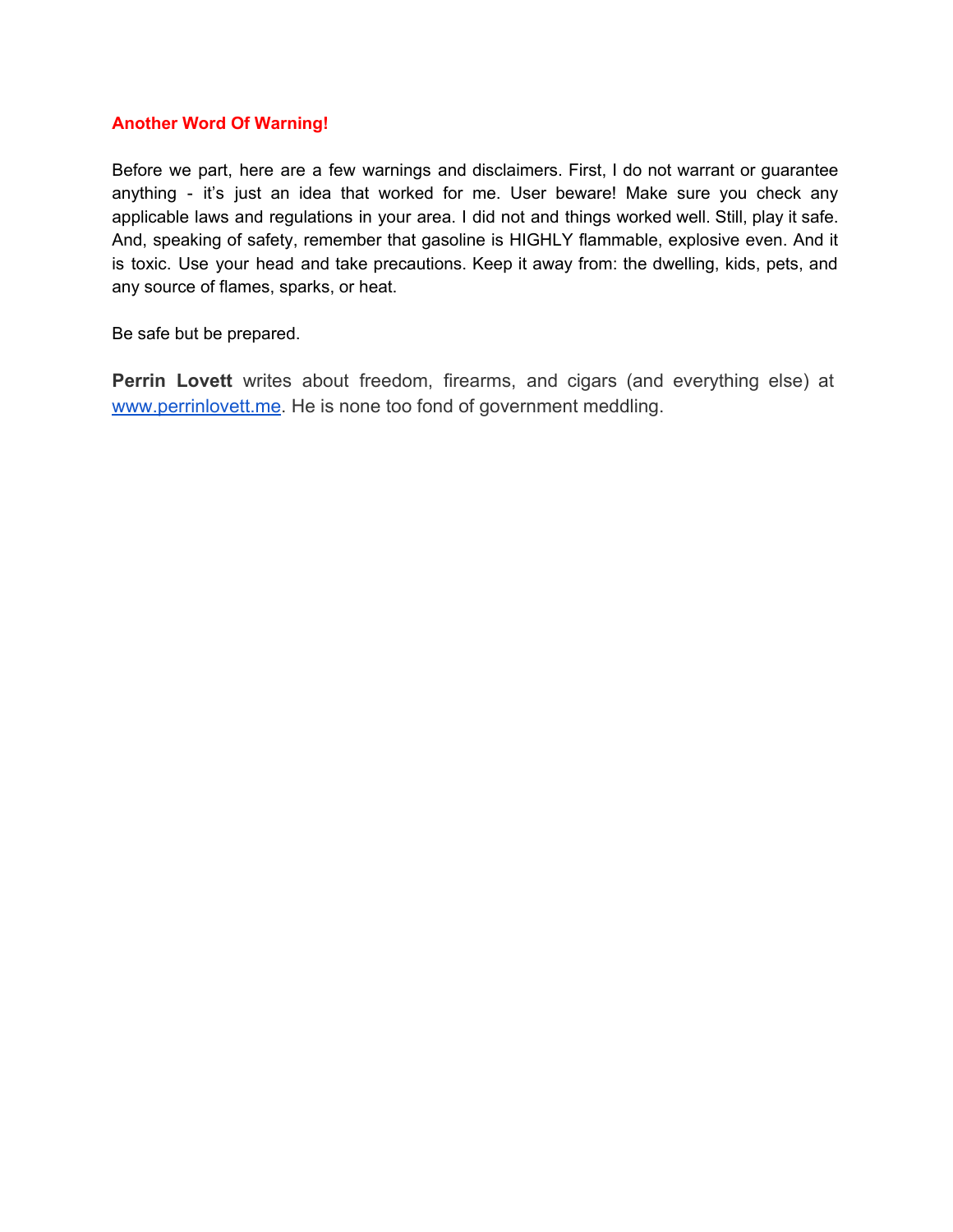## Another Word Of Warning!

Before we part, here are a few warnings and disclaimers. First, I do not warrant or guarantee anything - it's just an idea that worked for me. User beware! Make sure you check any applicable laws and regulations in your area. I did not and things worked well. Still, play it safe. And, speaking of safety, remember that gasoline is HIGHLY flammable, explosive even. And it is toxic. Use your head and take precautions. Keep it away from: the dwelling, kids, pets, and any source of flames, sparks, or heat.

Be safe but be prepared.

**Perrin Lovett** writes about freedom, firearms, and cigars (and everything else) at [www.perrinlovett.me](http://www.perrinlovett.me). He is none too fond of government meddling.